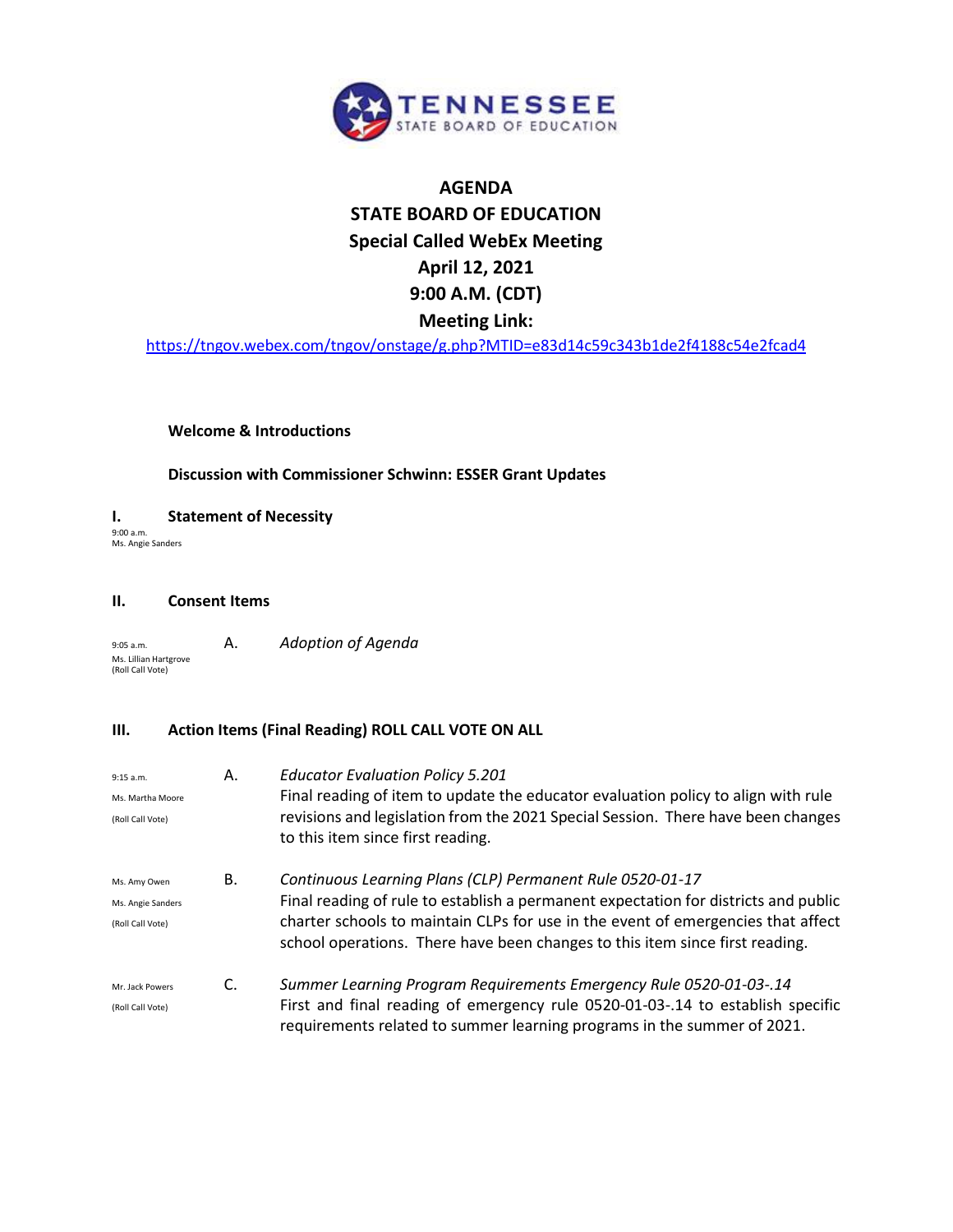TENNESSEE
STATE BOARD OF EDUCATION

# AGENDA
# STATE BOARD OF EDUCATION
# Special Called WebEx Meeting
# April 12, 2021
# 9:00 A.M. (CDT)
# Meeting Link:

https://tngov.webex.com/tngov/onstage/g.php?MTID=e83d14c59c343b1de2f4188c54e2fcad4

**Welcome & Introductions**

**Discussion with Commissioner Schwinn: ESSER Grant Updates**

## I. Statement of Necessity

9:00 a.m.
Ms. Angie Sanders

## II. Consent Items

9:05 a.m.
Ms. Lillian Hartgrove
(Roll Call Vote)

A. *Adoption of Agenda*

## III. Action Items (Final Reading) ROLL CALL VOTE ON ALL

9:15 a.m.
Ms. Martha Moore
(Roll Call Vote)

A. *Educator Evaluation Policy 5.201*
Final reading of item to update the educator evaluation policy to align with rule revisions and legislation from the 2021 Special Session. There have been changes to this item since first reading.

Ms. Amy Owen
Ms. Angie Sanders
(Roll Call Vote)

B. *Continuous Learning Plans (CLP) Permanent Rule 0520-01-17*
Final reading of rule to establish a permanent expectation for districts and public charter schools to maintain CLPs for use in the event of emergencies that affect school operations. There have been changes to this item since first reading.

Mr. Jack Powers
(Roll Call Vote)

C. *Summer Learning Program Requirements Emergency Rule 0520-01-03-.14*
First and final reading of emergency rule 0520-01-03-.14 to establish specific requirements related to summer learning programs in the summer of 2021.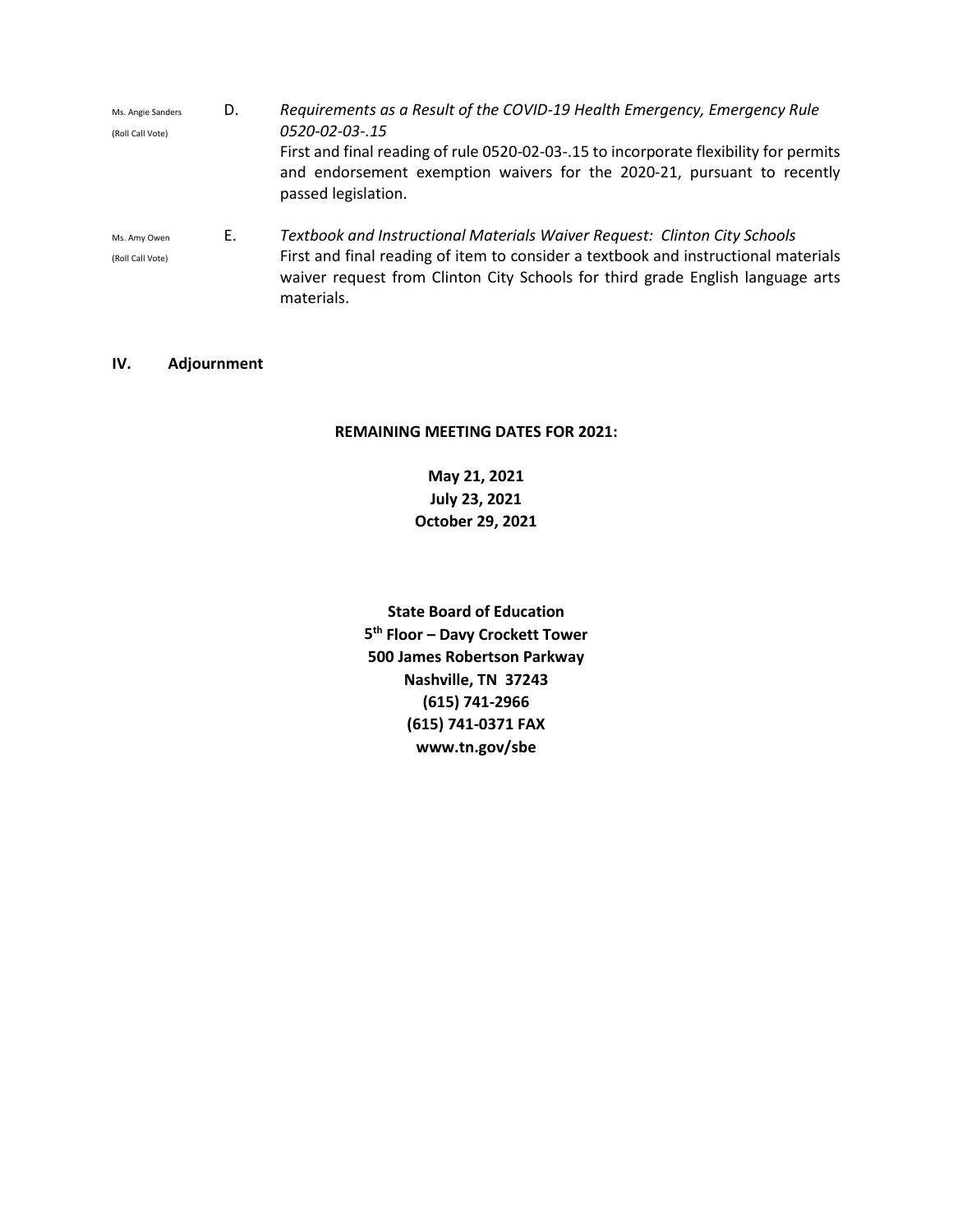Ms. Angie Sanders (Roll Call Vote)

D. *Requirements as a Result of the COVID-19 Health Emergency, Emergency Rule 0520-02-03-.15*
First and final reading of rule 0520-02-03-.15 to incorporate flexibility for permits and endorsement exemption waivers for the 2020-21, pursuant to recently passed legislation.

Ms. Amy Owen (Roll Call Vote)

E. *Textbook and Instructional Materials Waiver Request: Clinton City Schools*
First and final reading of item to consider a textbook and instructional materials waiver request from Clinton City Schools for third grade English language arts materials.

**IV. Adjournment**

**REMAINING MEETING DATES FOR 2021:**

**May 21, 2021**
**July 23, 2021**
**October 29, 2021**

**State Board of Education**
**5th Floor – Davy Crockett Tower**
**500 James Robertson Parkway**
**Nashville, TN 37243**
**(615) 741-2966**
**(615) 741-0371 FAX**
**www.tn.gov/sbe**